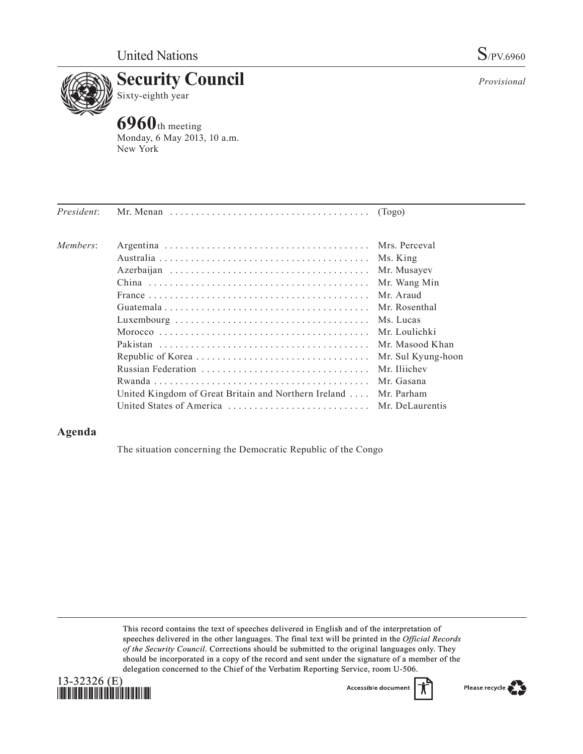United Nations

S/PV.6960

# Security Council

Sixty-eighth year

*Provisional*

## 6960th meeting

Monday, 6 May 2013, 10 a.m.
New York

| | | |
|---|---|---|
| *President*: | Mr. Menan | (Togo) |
| *Members*: | Argentina | Mrs. Perceval |
| | Australia | Ms. King |
| | Azerbaijan | Mr. Musayev |
| | China | Mr. Wang Min |
| | France | Mr. Araud |
| | Guatemala | Mr. Rosenthal |
| | Luxembourg | Ms. Lucas |
| | Morocco | Mr. Loulichki |
| | Pakistan | Mr. Masood Khan |
| | Republic of Korea | Mr. Sul Kyung-hoon |
| | Russian Federation | Mr. Iliichev |
| | Rwanda | Mr. Gasana |
| | United Kingdom of Great Britain and Northern Ireland | Mr. Parham |
| | United States of America | Mr. DeLaurentis |

## Agenda

The situation concerning the Democratic Republic of the Congo

This record contains the text of speeches delivered in English and of the interpretation of speeches delivered in the other languages. The final text will be printed in the *Official Records of the Security Council*. Corrections should be submitted to the original languages only. They should be incorporated in a copy of the record and sent under the signature of a member of the delegation concerned to the Chief of the Verbatim Reporting Service, room U-506.

13-32326 (E)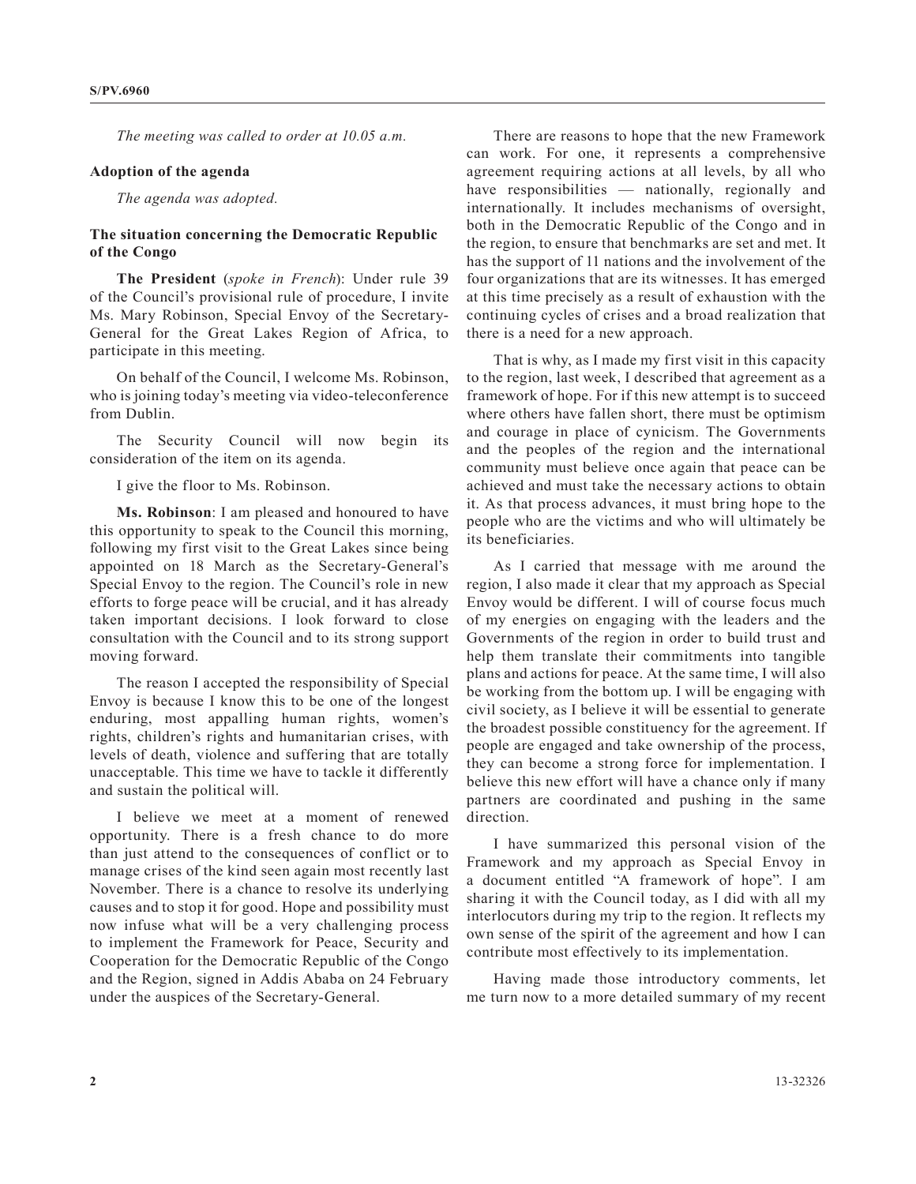*The meeting was called to order at 10.05 a.m.*

**Adoption of the agenda**

*The agenda was adopted.*

**The situation concerning the Democratic Republic of the Congo**

**The President** (*spoke in French*): Under rule 39 of the Council's provisional rule of procedure, I invite Ms. Mary Robinson, Special Envoy of the Secretary-General for the Great Lakes Region of Africa, to participate in this meeting.

On behalf of the Council, I welcome Ms. Robinson, who is joining today's meeting via video-teleconference from Dublin.

The Security Council will now begin its consideration of the item on its agenda.

I give the floor to Ms. Robinson.

**Ms. Robinson**: I am pleased and honoured to have this opportunity to speak to the Council this morning, following my first visit to the Great Lakes since being appointed on 18 March as the Secretary-General's Special Envoy to the region. The Council's role in new efforts to forge peace will be crucial, and it has already taken important decisions. I look forward to close consultation with the Council and to its strong support moving forward.

The reason I accepted the responsibility of Special Envoy is because I know this to be one of the longest enduring, most appalling human rights, women's rights, children's rights and humanitarian crises, with levels of death, violence and suffering that are totally unacceptable. This time we have to tackle it differently and sustain the political will.

I believe we meet at a moment of renewed opportunity. There is a fresh chance to do more than just attend to the consequences of conflict or to manage crises of the kind seen again most recently last November. There is a chance to resolve its underlying causes and to stop it for good. Hope and possibility must now infuse what will be a very challenging process to implement the Framework for Peace, Security and Cooperation for the Democratic Republic of the Congo and the Region, signed in Addis Ababa on 24 February under the auspices of the Secretary-General.

There are reasons to hope that the new Framework can work. For one, it represents a comprehensive agreement requiring actions at all levels, by all who have responsibilities — nationally, regionally and internationally. It includes mechanisms of oversight, both in the Democratic Republic of the Congo and in the region, to ensure that benchmarks are set and met. It has the support of 11 nations and the involvement of the four organizations that are its witnesses. It has emerged at this time precisely as a result of exhaustion with the continuing cycles of crises and a broad realization that there is a need for a new approach.

That is why, as I made my first visit in this capacity to the region, last week, I described that agreement as a framework of hope. For if this new attempt is to succeed where others have fallen short, there must be optimism and courage in place of cynicism. The Governments and the peoples of the region and the international community must believe once again that peace can be achieved and must take the necessary actions to obtain it. As that process advances, it must bring hope to the people who are the victims and who will ultimately be its beneficiaries.

As I carried that message with me around the region, I also made it clear that my approach as Special Envoy would be different. I will of course focus much of my energies on engaging with the leaders and the Governments of the region in order to build trust and help them translate their commitments into tangible plans and actions for peace. At the same time, I will also be working from the bottom up. I will be engaging with civil society, as I believe it will be essential to generate the broadest possible constituency for the agreement. If people are engaged and take ownership of the process, they can become a strong force for implementation. I believe this new effort will have a chance only if many partners are coordinated and pushing in the same direction.

I have summarized this personal vision of the Framework and my approach as Special Envoy in a document entitled "A framework of hope". I am sharing it with the Council today, as I did with all my interlocutors during my trip to the region. It reflects my own sense of the spirit of the agreement and how I can contribute most effectively to its implementation.

Having made those introductory comments, let me turn now to a more detailed summary of my recent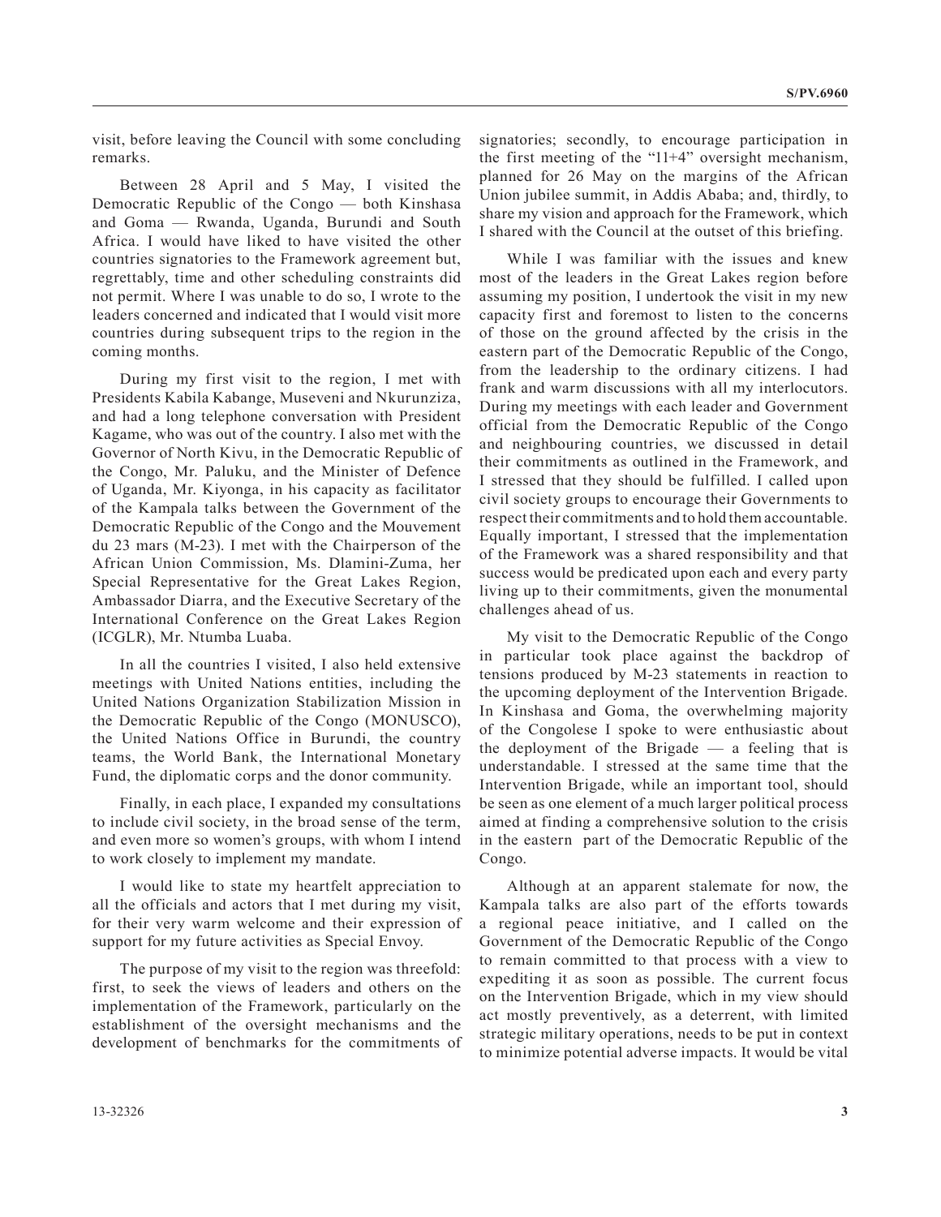visit, before leaving the Council with some concluding remarks.

Between 28 April and 5 May, I visited the Democratic Republic of the Congo — both Kinshasa and Goma — Rwanda, Uganda, Burundi and South Africa. I would have liked to have visited the other countries signatories to the Framework agreement but, regrettably, time and other scheduling constraints did not permit. Where I was unable to do so, I wrote to the leaders concerned and indicated that I would visit more countries during subsequent trips to the region in the coming months.

During my first visit to the region, I met with Presidents Kabila Kabange, Museveni and Nkurunziza, and had a long telephone conversation with President Kagame, who was out of the country. I also met with the Governor of North Kivu, in the Democratic Republic of the Congo, Mr. Paluku, and the Minister of Defence of Uganda, Mr. Kiyonga, in his capacity as facilitator of the Kampala talks between the Government of the Democratic Republic of the Congo and the Mouvement du 23 mars (M-23). I met with the Chairperson of the African Union Commission, Ms. Dlamini-Zuma, her Special Representative for the Great Lakes Region, Ambassador Diarra, and the Executive Secretary of the International Conference on the Great Lakes Region (ICGLR), Mr. Ntumba Luaba.

In all the countries I visited, I also held extensive meetings with United Nations entities, including the United Nations Organization Stabilization Mission in the Democratic Republic of the Congo (MONUSCO), the United Nations Office in Burundi, the country teams, the World Bank, the International Monetary Fund, the diplomatic corps and the donor community.

Finally, in each place, I expanded my consultations to include civil society, in the broad sense of the term, and even more so women's groups, with whom I intend to work closely to implement my mandate.

I would like to state my heartfelt appreciation to all the officials and actors that I met during my visit, for their very warm welcome and their expression of support for my future activities as Special Envoy.

The purpose of my visit to the region was threefold: first, to seek the views of leaders and others on the implementation of the Framework, particularly on the establishment of the oversight mechanisms and the development of benchmarks for the commitments of signatories; secondly, to encourage participation in the first meeting of the "11+4" oversight mechanism, planned for 26 May on the margins of the African Union jubilee summit, in Addis Ababa; and, thirdly, to share my vision and approach for the Framework, which I shared with the Council at the outset of this briefing.

While I was familiar with the issues and knew most of the leaders in the Great Lakes region before assuming my position, I undertook the visit in my new capacity first and foremost to listen to the concerns of those on the ground affected by the crisis in the eastern part of the Democratic Republic of the Congo, from the leadership to the ordinary citizens. I had frank and warm discussions with all my interlocutors. During my meetings with each leader and Government official from the Democratic Republic of the Congo and neighbouring countries, we discussed in detail their commitments as outlined in the Framework, and I stressed that they should be fulfilled. I called upon civil society groups to encourage their Governments to respect their commitments and to hold them accountable. Equally important, I stressed that the implementation of the Framework was a shared responsibility and that success would be predicated upon each and every party living up to their commitments, given the monumental challenges ahead of us.

My visit to the Democratic Republic of the Congo in particular took place against the backdrop of tensions produced by M-23 statements in reaction to the upcoming deployment of the Intervention Brigade. In Kinshasa and Goma, the overwhelming majority of the Congolese I spoke to were enthusiastic about the deployment of the Brigade — a feeling that is understandable. I stressed at the same time that the Intervention Brigade, while an important tool, should be seen as one element of a much larger political process aimed at finding a comprehensive solution to the crisis in the eastern part of the Democratic Republic of the Congo.

Although at an apparent stalemate for now, the Kampala talks are also part of the efforts towards a regional peace initiative, and I called on the Government of the Democratic Republic of the Congo to remain committed to that process with a view to expediting it as soon as possible. The current focus on the Intervention Brigade, which in my view should act mostly preventively, as a deterrent, with limited strategic military operations, needs to be put in context to minimize potential adverse impacts. It would be vital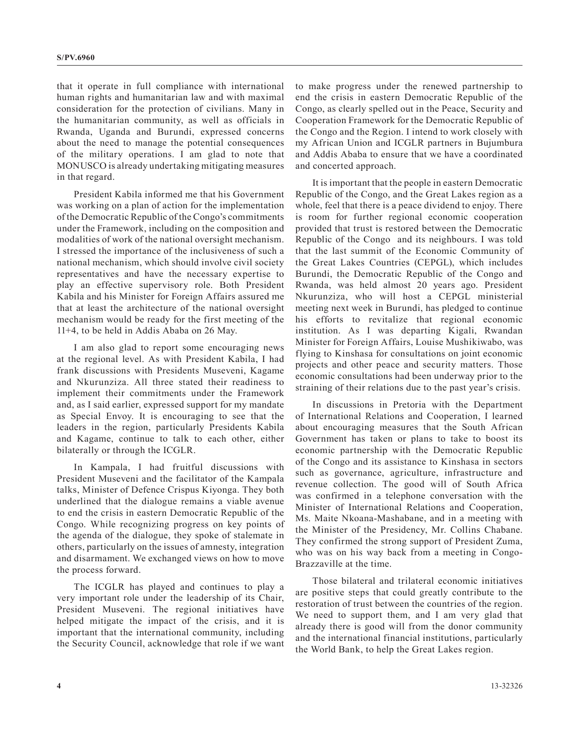that it operate in full compliance with international human rights and humanitarian law and with maximal consideration for the protection of civilians. Many in the humanitarian community, as well as officials in Rwanda, Uganda and Burundi, expressed concerns about the need to manage the potential consequences of the military operations. I am glad to note that MONUSCO is already undertaking mitigating measures in that regard.

President Kabila informed me that his Government was working on a plan of action for the implementation of the Democratic Republic of the Congo's commitments under the Framework, including on the composition and modalities of work of the national oversight mechanism. I stressed the importance of the inclusiveness of such a national mechanism, which should involve civil society representatives and have the necessary expertise to play an effective supervisory role. Both President Kabila and his Minister for Foreign Affairs assured me that at least the architecture of the national oversight mechanism would be ready for the first meeting of the 11+4, to be held in Addis Ababa on 26 May.

I am also glad to report some encouraging news at the regional level. As with President Kabila, I had frank discussions with Presidents Museveni, Kagame and Nkurunziza. All three stated their readiness to implement their commitments under the Framework and, as I said earlier, expressed support for my mandate as Special Envoy. It is encouraging to see that the leaders in the region, particularly Presidents Kabila and Kagame, continue to talk to each other, either bilaterally or through the ICGLR.

In Kampala, I had fruitful discussions with President Museveni and the facilitator of the Kampala talks, Minister of Defence Crispus Kiyonga. They both underlined that the dialogue remains a viable avenue to end the crisis in eastern Democratic Republic of the Congo. While recognizing progress on key points of the agenda of the dialogue, they spoke of stalemate in others, particularly on the issues of amnesty, integration and disarmament. We exchanged views on how to move the process forward.

The ICGLR has played and continues to play a very important role under the leadership of its Chair, President Museveni. The regional initiatives have helped mitigate the impact of the crisis, and it is important that the international community, including the Security Council, acknowledge that role if we want to make progress under the renewed partnership to end the crisis in eastern Democratic Republic of the Congo, as clearly spelled out in the Peace, Security and Cooperation Framework for the Democratic Republic of the Congo and the Region. I intend to work closely with my African Union and ICGLR partners in Bujumbura and Addis Ababa to ensure that we have a coordinated and concerted approach.

It is important that the people in eastern Democratic Republic of the Congo, and the Great Lakes region as a whole, feel that there is a peace dividend to enjoy. There is room for further regional economic cooperation provided that trust is restored between the Democratic Republic of the Congo and its neighbours. I was told that the last summit of the Economic Community of the Great Lakes Countries (CEPGL), which includes Burundi, the Democratic Republic of the Congo and Rwanda, was held almost 20 years ago. President Nkurunziza, who will host a CEPGL ministerial meeting next week in Burundi, has pledged to continue his efforts to revitalize that regional economic institution. As I was departing Kigali, Rwandan Minister for Foreign Affairs, Louise Mushikiwabo, was flying to Kinshasa for consultations on joint economic projects and other peace and security matters. Those economic consultations had been underway prior to the straining of their relations due to the past year's crisis.

In discussions in Pretoria with the Department of International Relations and Cooperation, I learned about encouraging measures that the South African Government has taken or plans to take to boost its economic partnership with the Democratic Republic of the Congo and its assistance to Kinshasa in sectors such as governance, agriculture, infrastructure and revenue collection. The good will of South Africa was confirmed in a telephone conversation with the Minister of International Relations and Cooperation, Ms. Maite Nkoana-Mashabane, and in a meeting with the Minister of the Presidency, Mr. Collins Chabane. They confirmed the strong support of President Zuma, who was on his way back from a meeting in Congo-Brazzaville at the time.

Those bilateral and trilateral economic initiatives are positive steps that could greatly contribute to the restoration of trust between the countries of the region. We need to support them, and I am very glad that already there is good will from the donor community and the international financial institutions, particularly the World Bank, to help the Great Lakes region.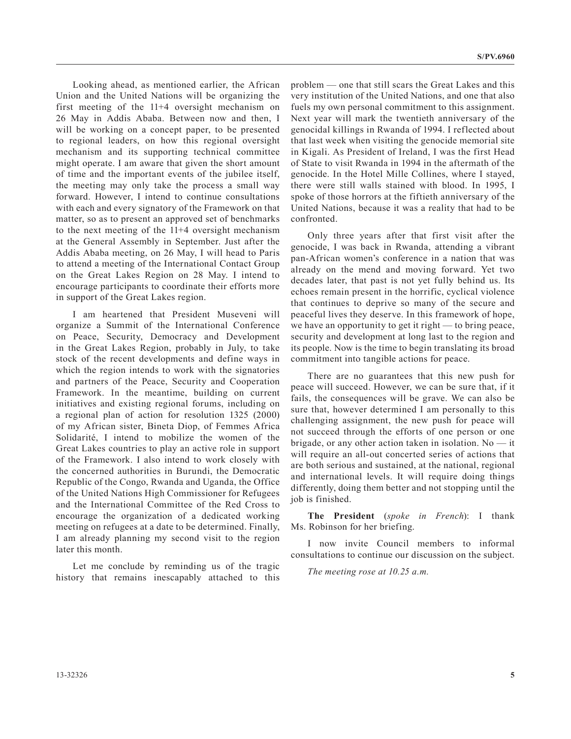Looking ahead, as mentioned earlier, the African Union and the United Nations will be organizing the first meeting of the 11+4 oversight mechanism on 26 May in Addis Ababa. Between now and then, I will be working on a concept paper, to be presented to regional leaders, on how this regional oversight mechanism and its supporting technical committee might operate. I am aware that given the short amount of time and the important events of the jubilee itself, the meeting may only take the process a small way forward. However, I intend to continue consultations with each and every signatory of the Framework on that matter, so as to present an approved set of benchmarks to the next meeting of the 11+4 oversight mechanism at the General Assembly in September. Just after the Addis Ababa meeting, on 26 May, I will head to Paris to attend a meeting of the International Contact Group on the Great Lakes Region on 28 May. I intend to encourage participants to coordinate their efforts more in support of the Great Lakes region.

I am heartened that President Museveni will organize a Summit of the International Conference on Peace, Security, Democracy and Development in the Great Lakes Region, probably in July, to take stock of the recent developments and define ways in which the region intends to work with the signatories and partners of the Peace, Security and Cooperation Framework. In the meantime, building on current initiatives and existing regional forums, including on a regional plan of action for resolution 1325 (2000) of my African sister, Bineta Diop, of Femmes Africa Solidarité, I intend to mobilize the women of the Great Lakes countries to play an active role in support of the Framework. I also intend to work closely with the concerned authorities in Burundi, the Democratic Republic of the Congo, Rwanda and Uganda, the Office of the United Nations High Commissioner for Refugees and the International Committee of the Red Cross to encourage the organization of a dedicated working meeting on refugees at a date to be determined. Finally, I am already planning my second visit to the region later this month.

Let me conclude by reminding us of the tragic history that remains inescapably attached to this problem — one that still scars the Great Lakes and this very institution of the United Nations, and one that also fuels my own personal commitment to this assignment. Next year will mark the twentieth anniversary of the genocidal killings in Rwanda of 1994. I reflected about that last week when visiting the genocide memorial site in Kigali. As President of Ireland, I was the first Head of State to visit Rwanda in 1994 in the aftermath of the genocide. In the Hotel Mille Collines, where I stayed, there were still walls stained with blood. In 1995, I spoke of those horrors at the fiftieth anniversary of the United Nations, because it was a reality that had to be confronted.

Only three years after that first visit after the genocide, I was back in Rwanda, attending a vibrant pan-African women's conference in a nation that was already on the mend and moving forward. Yet two decades later, that past is not yet fully behind us. Its echoes remain present in the horrific, cyclical violence that continues to deprive so many of the secure and peaceful lives they deserve. In this framework of hope, we have an opportunity to get it right — to bring peace, security and development at long last to the region and its people. Now is the time to begin translating its broad commitment into tangible actions for peace.

There are no guarantees that this new push for peace will succeed. However, we can be sure that, if it fails, the consequences will be grave. We can also be sure that, however determined I am personally to this challenging assignment, the new push for peace will not succeed through the efforts of one person or one brigade, or any other action taken in isolation. No — it will require an all-out concerted series of actions that are both serious and sustained, at the national, regional and international levels. It will require doing things differently, doing them better and not stopping until the job is finished.

**The President** (*spoke in French*): I thank Ms. Robinson for her briefing.

I now invite Council members to informal consultations to continue our discussion on the subject.

*The meeting rose at 10.25 a.m.*